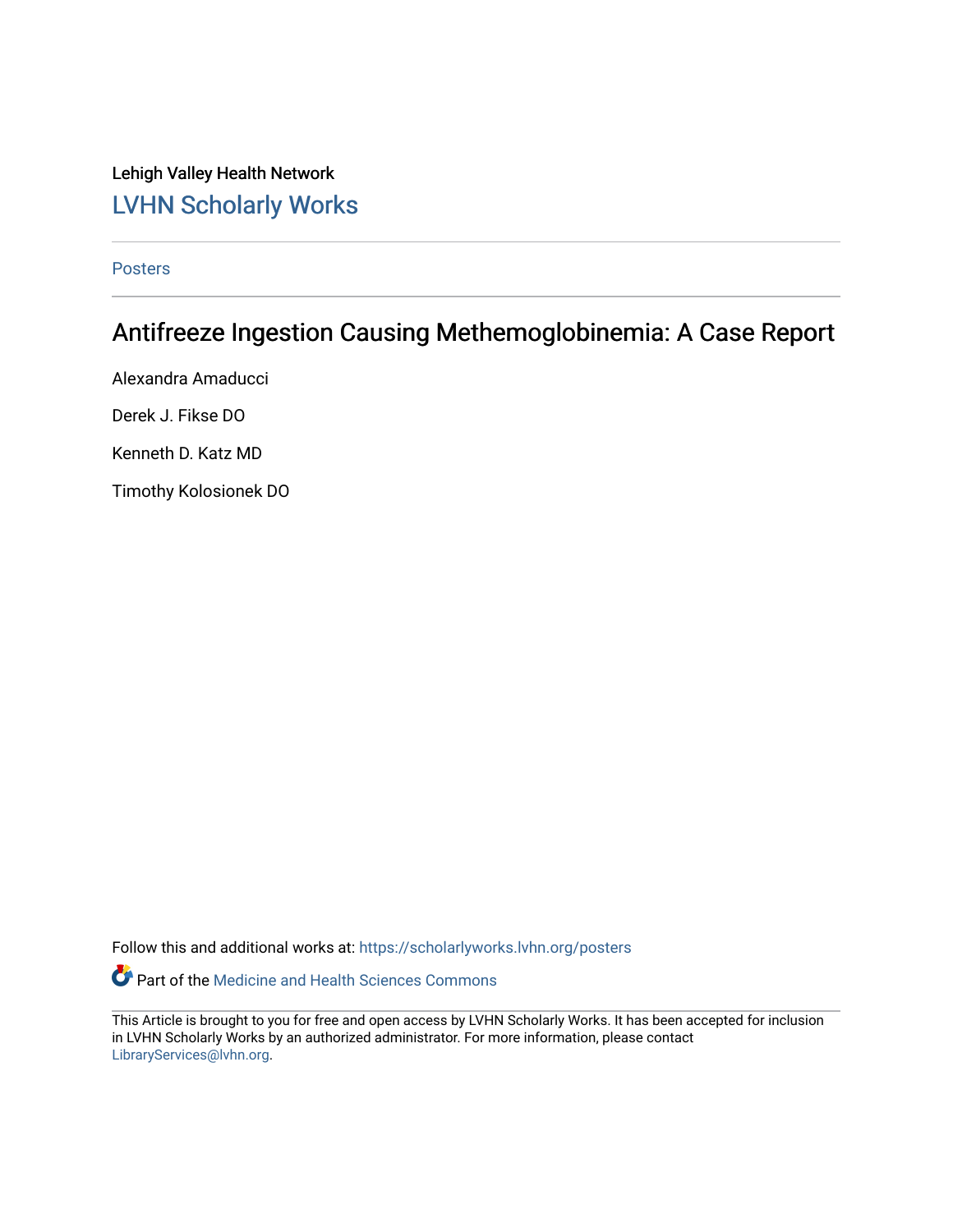Lehigh Valley Health Network

## LVHN Scholarly Works

Posters

# Antifreeze Ingestion Causing Methemoglobinemia: A Case Report

Alexandra Amaducci

Derek J. Fikse DO

Kenneth D. Katz MD

Timothy Kolosionek DO

Follow this and additional works at: https://scholarlyworks.lvhn.org/posters

Part of the Medicine and Health Sciences Commons

This Article is brought to you for free and open access by LVHN Scholarly Works. It has been accepted for inclusion in LVHN Scholarly Works by an authorized administrator. For more information, please contact LibraryServices@lvhn.org.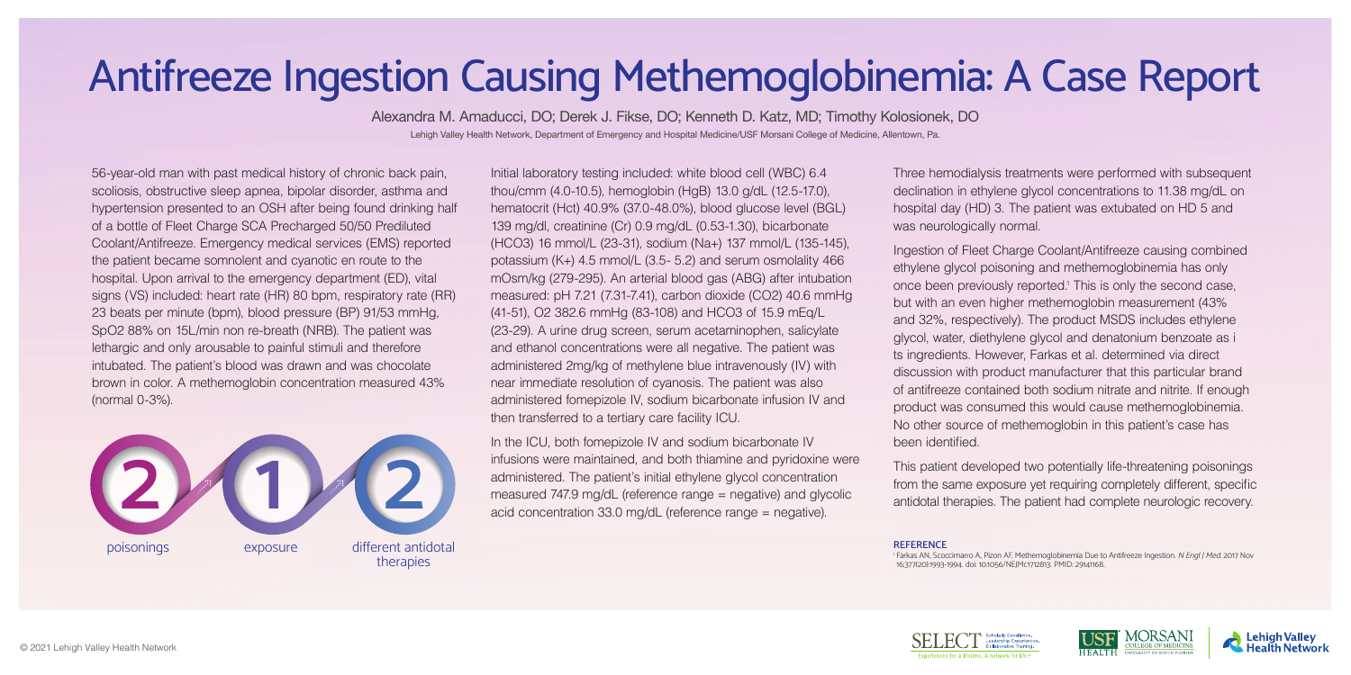# Antifreeze Ingestion Causing Methemoglobinemia: A Case Report

Alexandra M. Amaducci, DO; Derek J. Fikse, DO; Kenneth D. Katz, MD; Timothy Kolosionek, DO

Lehigh Valley Health Network, Department of Emergency and Hospital Medicine/USF Morsani College of Medicine, Allentown, Pa.

56-year-old man with past medical history of chronic back pain, scoliosis, obstructive sleep apnea, bipolar disorder, asthma and hypertension presented to an OSH after being found drinking half of a bottle of Fleet Charge SCA Precharged 50/50 Prediluted Coolant/Antifreeze. Emergency medical services (EMS) reported the patient became somnolent and cyanotic en route to the hospital. Upon arrival to the emergency department (ED), vital signs (VS) included: heart rate (HR) 80 bpm, respiratory rate (RR) 23 beats per minute (bpm), blood pressure (BP) 91/53 mmHg, SpO2 88% on 15L/min non re-breath (NRB). The patient was lethargic and only arousable to painful stimuli and therefore intubated. The patient's blood was drawn and was chocolate brown in color. A methemoglobin concentration measured 43% (normal 0-3%).

2 poisonings

1 exposure

2 different antidotal therapies

Initial laboratory testing included: white blood cell (WBC) 6.4 thou/cmm (4.0-10.5), hemoglobin (HgB) 13.0 g/dL (12.5-17.0), hematocrit (Hct) 40.9% (37.0-48.0%), blood glucose level (BGL) 139 mg/dl, creatinine (Cr) 0.9 mg/dL (0.53-1.30), bicarbonate ($HCO_3$) 16 mmol/L (23-31), sodium ($Na^+$) 137 mmol/L (135-145), potassium ($K^+$) 4.5 mmol/L (3.5- 5.2) and serum osmolality 466 mOsm/kg (279-295). An arterial blood gas (ABG) after intubation measured: pH 7.21 (7.31-7.41), carbon dioxide ($CO_2$) 40.6 mmHg (41-51), O2 382.6 mmHg (83-108) and HCO3 of 15.9 mEq/L (23-29). A urine drug screen, serum acetaminophen, salicylate and ethanol concentrations were all negative. The patient was administered 2mg/kg of methylene blue intravenously (IV) with near immediate resolution of cyanosis. The patient was also administered fomepizole IV, sodium bicarbonate infusion IV and then transferred to a tertiary care facility ICU.

In the ICU, both fomepizole IV and sodium bicarbonate IV infusions were maintained, and both thiamine and pyridoxine were administered. The patient's initial ethylene glycol concentration measured 747.9 mg/dL (reference range = negative) and glycolic acid concentration 33.0 mg/dL (reference range = negative).

Three hemodialysis treatments were performed with subsequent declination in ethylene glycol concentrations to 11.38 mg/dL on hospital day (HD) 3. The patient was extubated on HD 5 and was neurologically normal.

Ingestion of Fleet Charge Coolant/Antifreeze causing combined ethylene glycol poisoning and methemoglobinemia has only once been previously reported.[1] This is only the second case, but with an even higher methemoglobin measurement (43% and 32%, respectively). The product MSDS includes ethylene glycol, water, diethylene glycol and denatonium benzoate as i ts ingredients. However, Farkas et al. determined via direct discussion with product manufacturer that this particular brand of antifreeze contained both sodium nitrate and nitrite. If enough product was consumed this would cause methemoglobinemia. No other source of methemoglobin in this patient's case has been identified.

This patient developed two potentially life-threatening poisonings from the same exposure yet requiring completely different, specific antidotal therapies. The patient had complete neurologic recovery.

### REFERENCE

[1] Farkas AN, Scoccimarro A, Pizon AF. Methemoglobinemia Due to Antifreeze Ingestion. *N Engl J Med*. 2017 Nov 16;377(20):1993-1994. doi: 10.1056/NEJMc1712813. PMID: 29141168.

© 2021 Lehigh Valley Health Network